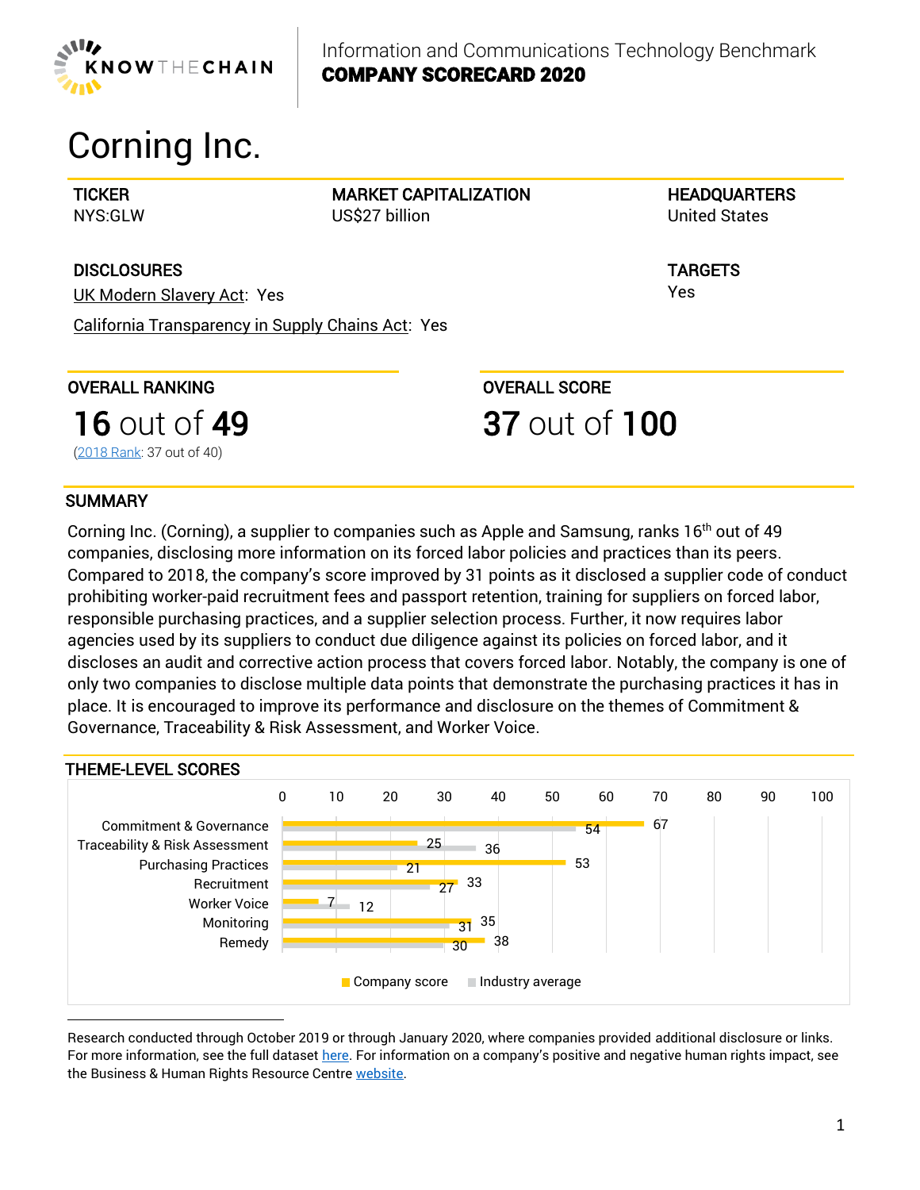Information and Communications Technology Benchmark
**COMPANY SCORECARD 2020**

# Corning Inc.

| TICKER | MARKET CAPITALIZATION | HEADQUARTERS |
|---|---|---|
| NYS:GLW | US$27 billion | United States |

**DISCLOSURES**

UK Modern Slavery Act: Yes

California Transparency in Supply Chains Act: Yes

**TARGETS**

Yes

## OVERALL RANKING

**16** out of **49**

(2018 Rank: 37 out of 40)

## OVERALL SCORE

**37** out of **100**

## SUMMARY

Corning Inc. (Corning), a supplier to companies such as Apple and Samsung, ranks 16th out of 49 companies, disclosing more information on its forced labor policies and practices than its peers. Compared to 2018, the company's score improved by 31 points as it disclosed a supplier code of conduct prohibiting worker-paid recruitment fees and passport retention, training for suppliers on forced labor, responsible purchasing practices, and a supplier selection process. Further, it now requires labor agencies used by its suppliers to conduct due diligence against its policies on forced labor, and it discloses an audit and corrective action process that covers forced labor. Notably, the company is one of only two companies to disclose multiple data points that demonstrate the purchasing practices it has in place. It is encouraged to improve its performance and disclosure on the themes of Commitment & Governance, Traceability & Risk Assessment, and Worker Voice.

## THEME-LEVEL SCORES

| Theme | Company score | Industry average |
|---|---|---|
| Commitment & Governance | 67 | 54 |
| Traceability & Risk Assessment | 25 | 36 |
| Purchasing Practices | 53 | 21 |
| Recruitment | 33 | 27 |
| Worker Voice | 7 | 12 |
| Monitoring | 35 | 31 |
| Remedy | 38 | 30 |

Research conducted through October 2019 or through January 2020, where companies provided additional disclosure or links. For more information, see the full dataset here. For information on a company's positive and negative human rights impact, see the Business & Human Rights Resource Centre website.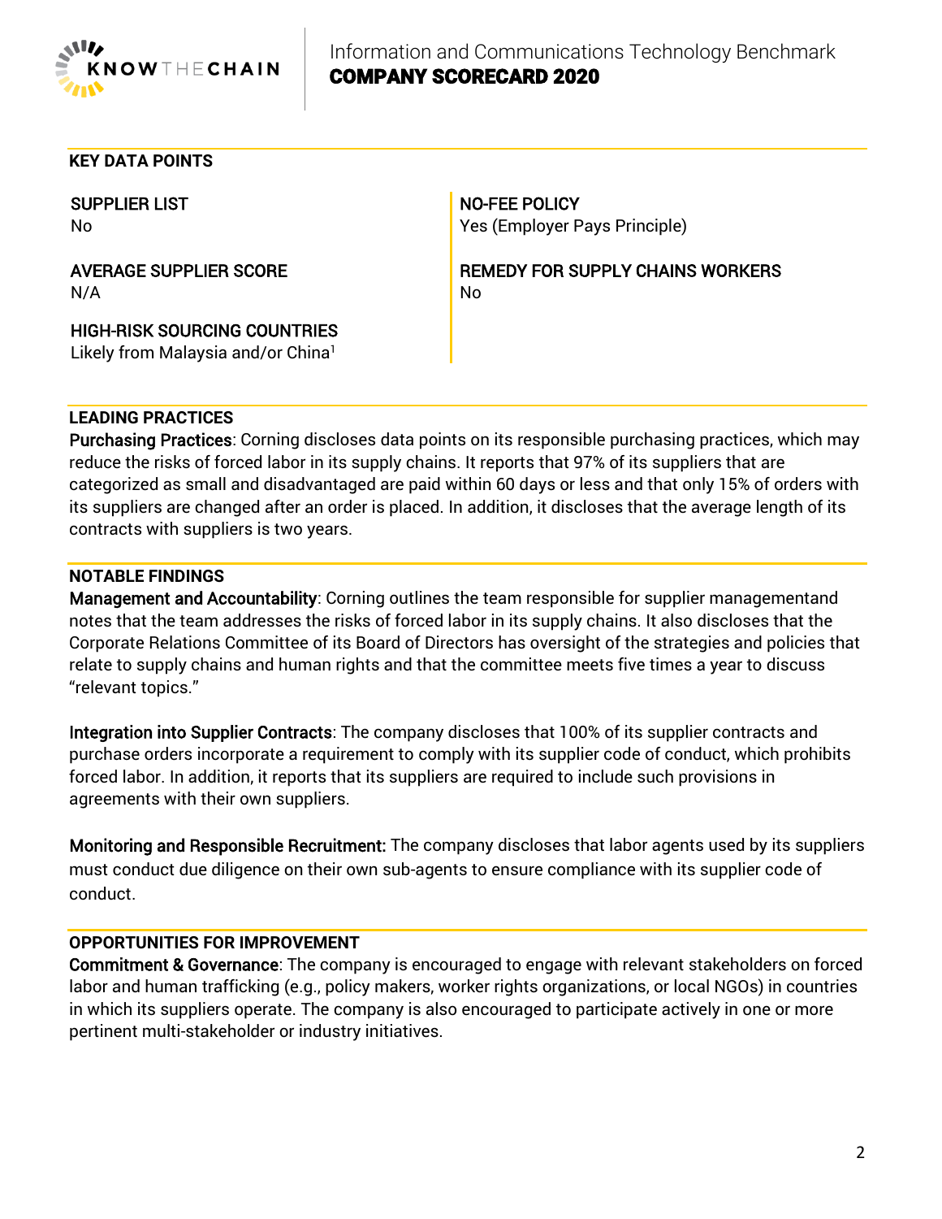## KEY DATA POINTS

**SUPPLIER LIST**
No

**AVERAGE SUPPLIER SCORE**
N/A

**HIGH-RISK SOURCING COUNTRIES**
Likely from Malaysia and/or China[1]

**NO-FEE POLICY**
Yes (Employer Pays Principle)

**REMEDY FOR SUPPLY CHAINS WORKERS**
No

## LEADING PRACTICES

**Purchasing Practices**: Corning discloses data points on its responsible purchasing practices, which may reduce the risks of forced labor in its supply chains. It reports that 97% of its suppliers that are categorized as small and disadvantaged are paid within 60 days or less and that only 15% of orders with its suppliers are changed after an order is placed. In addition, it discloses that the average length of its contracts with suppliers is two years.

## NOTABLE FINDINGS

**Management and Accountability**: Corning outlines the team responsible for supplier managementand notes that the team addresses the risks of forced labor in its supply chains. It also discloses that the Corporate Relations Committee of its Board of Directors has oversight of the strategies and policies that relate to supply chains and human rights and that the committee meets five times a year to discuss "relevant topics."

**Integration into Supplier Contracts**: The company discloses that 100% of its supplier contracts and purchase orders incorporate a requirement to comply with its supplier code of conduct, which prohibits forced labor. In addition, it reports that its suppliers are required to include such provisions in agreements with their own suppliers.

**Monitoring and Responsible Recruitment:** The company discloses that labor agents used by its suppliers must conduct due diligence on their own sub-agents to ensure compliance with its supplier code of conduct.

## OPPORTUNITIES FOR IMPROVEMENT

**Commitment & Governance**: The company is encouraged to engage with relevant stakeholders on forced labor and human trafficking (e.g., policy makers, worker rights organizations, or local NGOs) in countries in which its suppliers operate. The company is also encouraged to participate actively in one or more pertinent multi-stakeholder or industry initiatives.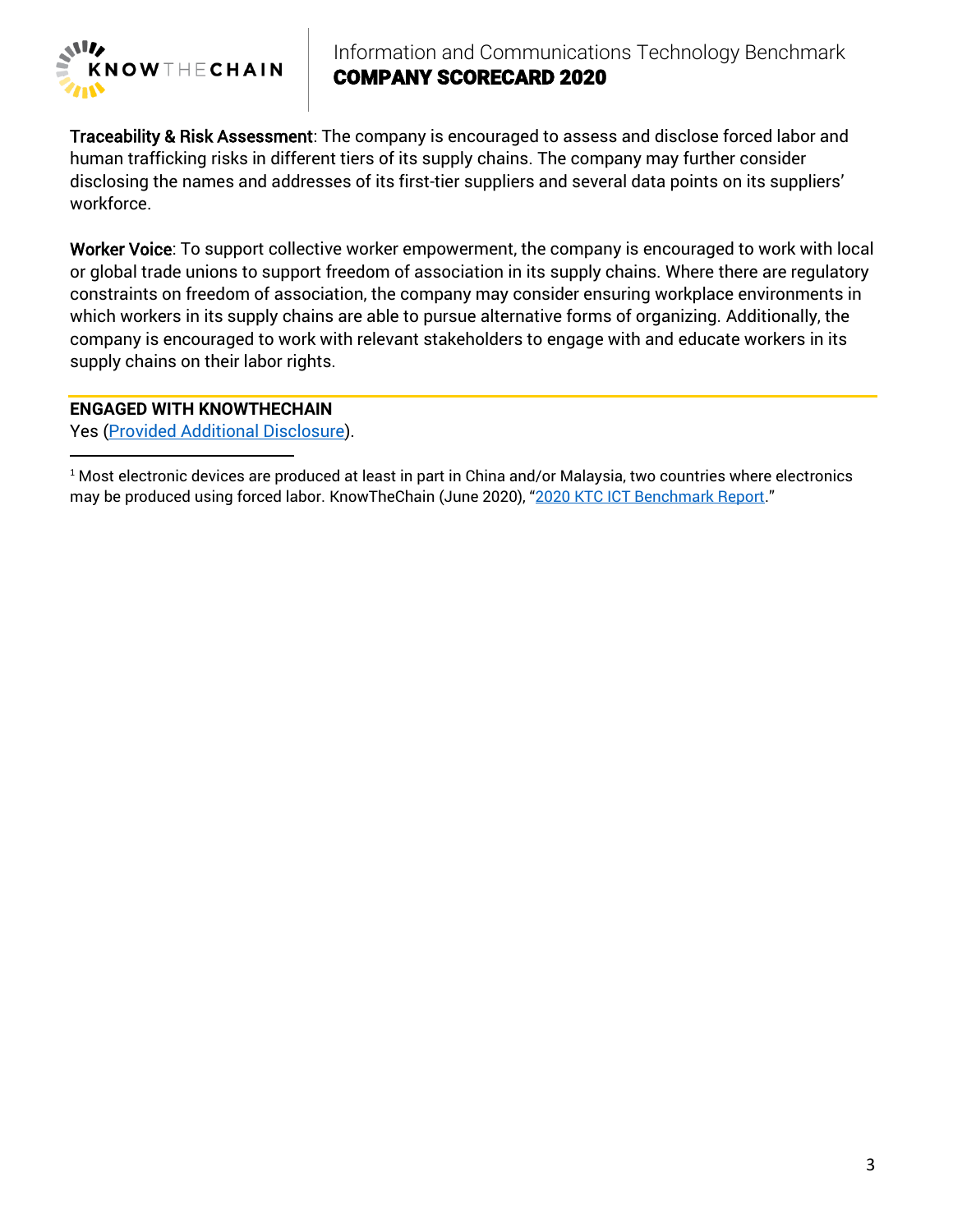**Traceability & Risk Assessment**: The company is encouraged to assess and disclose forced labor and human trafficking risks in different tiers of its supply chains. The company may further consider disclosing the names and addresses of its first-tier suppliers and several data points on its suppliers' workforce.

**Worker Voice**: To support collective worker empowerment, the company is encouraged to work with local or global trade unions to support freedom of association in its supply chains. Where there are regulatory constraints on freedom of association, the company may consider ensuring workplace environments in which workers in its supply chains are able to pursue alternative forms of organizing. Additionally, the company is encouraged to work with relevant stakeholders to engage with and educate workers in its supply chains on their labor rights.

---

**ENGAGED WITH KNOWTHECHAIN**

Yes (Provided Additional Disclosure).

---

[1] Most electronic devices are produced at least in part in China and/or Malaysia, two countries where electronics may be produced using forced labor. KnowTheChain (June 2020), "2020 KTC ICT Benchmark Report."